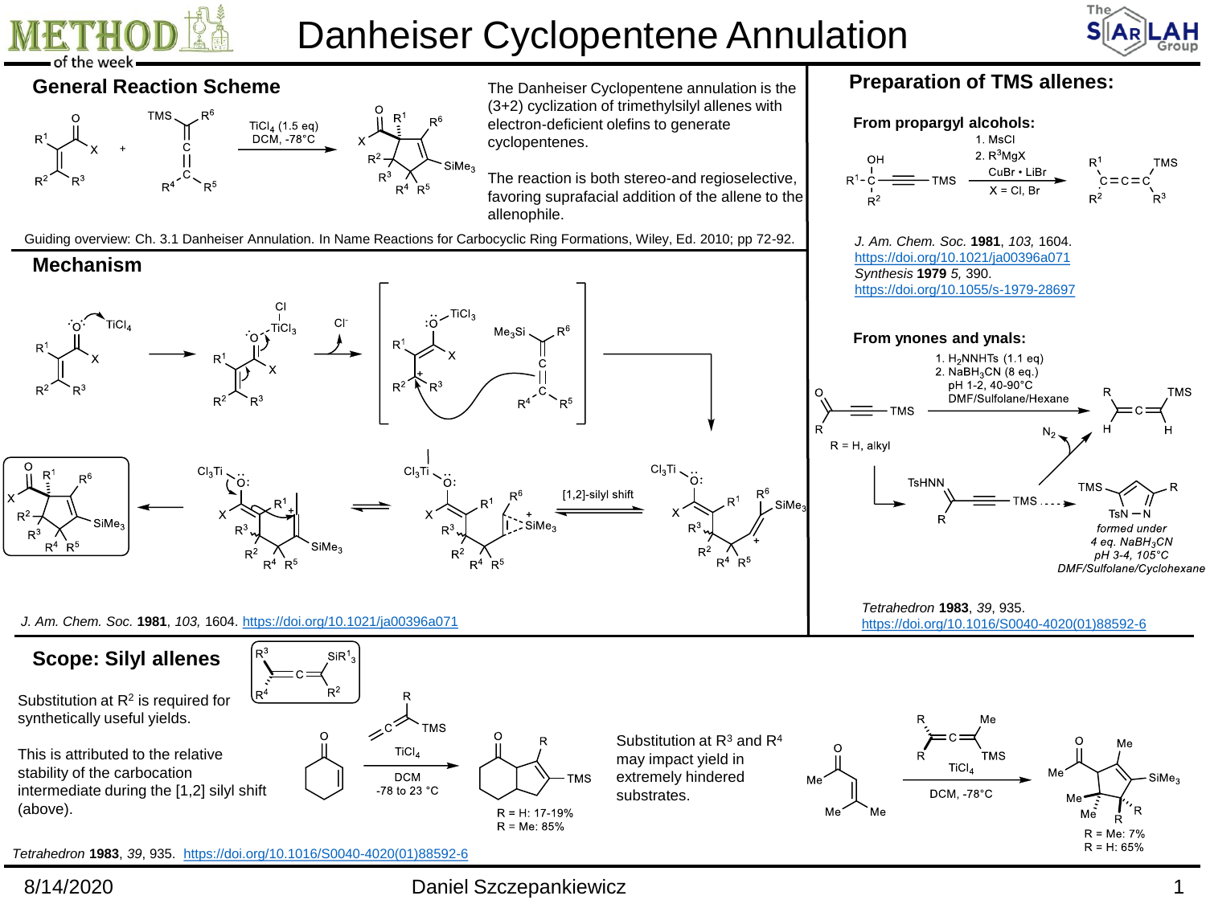# Danheiser Cyclopentene Annulation

## General Reaction Scheme

$TiCl_4$ (1.5 eq)
DCM, -78°C

The Danheiser Cyclopentene annulation is the (3+2) cyclization of trimethylsilyl allenes with electron-deficient olefins to generate cyclopentenes.

The reaction is both stereo-and regioselective, favoring suprafacial addition of the allene to the allenophile.

Guiding overview: Ch. 3.1 Danheiser Annulation. In Name Reactions for Carbocyclic Ring Formations, Wiley, Ed. 2010; pp 72-92.

## Mechanism

[1,2]-silyl shift

*J. Am. Chem. Soc.* **1981**, *103,* 1604. https://doi.org/10.1021/ja00396a071

## Preparation of TMS allenes:

### From propargyl alcohols:

1. MsCl
2. $R^3MgX$
CuBr • LiBr
X = Cl, Br

*J. Am. Chem. Soc.* **1981**, *103,* 1604.
https://doi.org/10.1021/ja00396a071
*Synthesis* **1979** *5,* 390.
https://doi.org/10.1055/s-1979-28697

### From ynones and ynals:

1. $H_2NNHTs$ (1.1 eq)
2. $NaBH_3CN$ (8 eq.)
pH 1-2, 40-90°C
DMF/Sulfolane/Hexane

R = H, alkyl

*formed under 4 eq. $NaBH_3CN$ pH 3-4, 105°C DMF/Sulfolane/Cyclohexane*

*Tetrahedron* **1983**, *39*, 935.
https://doi.org/10.1016/S0040-4020(01)88592-6

## Scope: Silyl allenes

Substitution at $R^2$ is required for synthetically useful yields.

This is attributed to the relative stability of the carbocation intermediate during the [1,2] silyl shift (above).

$TiCl_4$
DCM
-78 to 23 °C

R = H: 17-19%
R = Me: 85%

Substitution at $R^3$ and $R^4$ may impact yield in extremely hindered substrates.

$TiCl_4$
DCM, -78°C

R = Me: 7%
R = H: 65%

*Tetrahedron* **1983**, *39*, 935. https://doi.org/10.1016/S0040-4020(01)88592-6

8/14/2020 Daniel Szczepankiewicz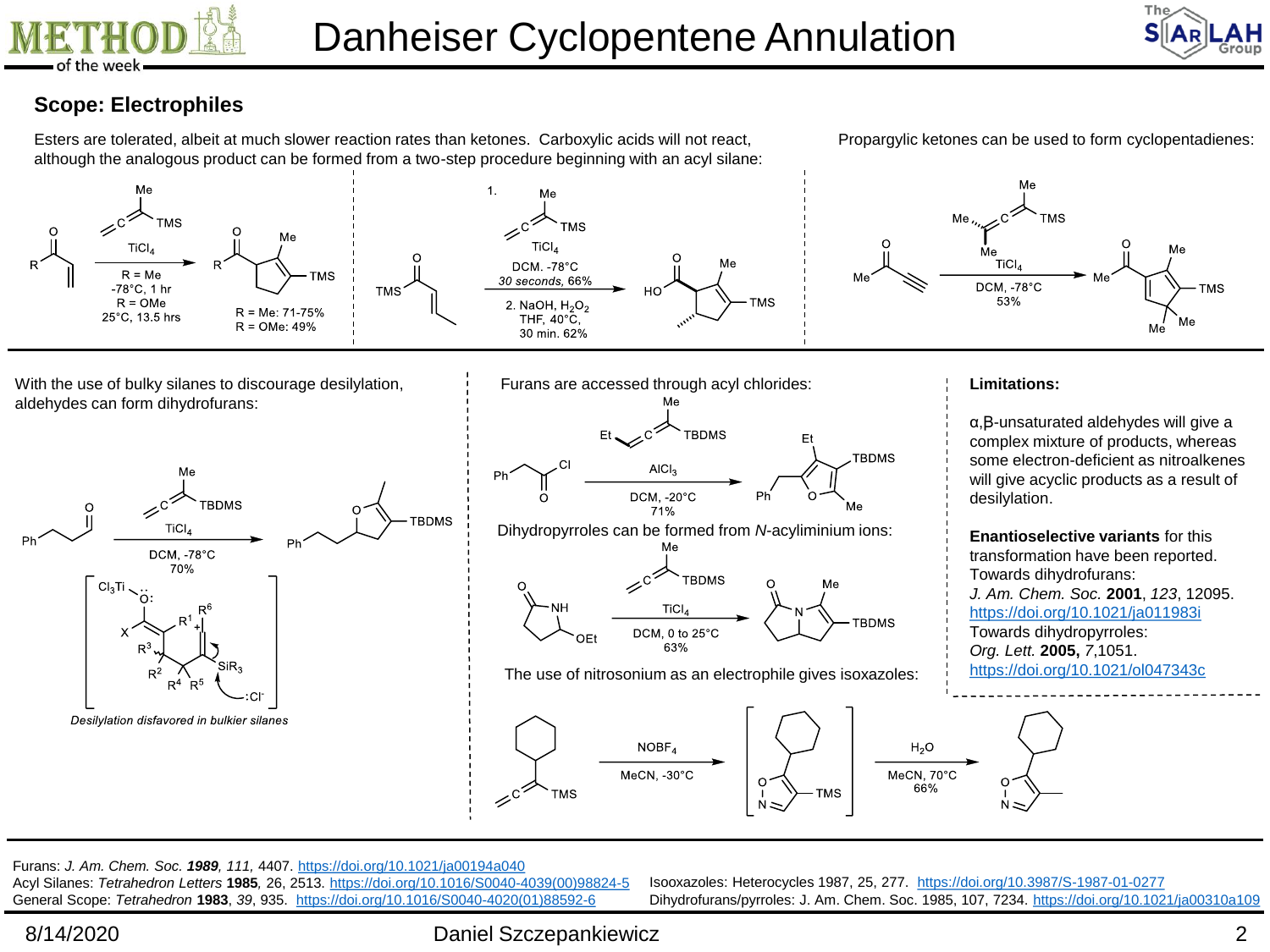# Danheiser Cyclopentene Annulation

## Scope: Electrophiles

Esters are tolerated, albeit at much slower reaction rates than ketones. Carboxylic acids will not react, although the analogous product can be formed from a two-step procedure beginning with an acyl silane:

$TiCl_4$

R = Me
-78°C, 1 hr
R = OMe
25°C, 13.5 hrs

R = Me: 71-75%
R = OMe: 49%

1. $TiCl_4$
DCM. -78°C
*30 seconds*, 66%

2. NaOH, $H_2O_2$
THF, 40°C,
30 min. 62%

Propargylic ketones can be used to form cyclopentadienes:

$TiCl_4$
DCM, -78°C
53%

With the use of bulky silanes to discourage desilylation, aldehydes can form dihydrofurans:

$TiCl_4$
DCM, -78°C
70%

*Desilylation disfavored in bulkier silanes*

Furans are accessed through acyl chlorides:

$AlCl_3$
DCM, -20°C
71%

Dihydropyrroles can be formed from *N*-acyliminium ions:

$TiCl_4$
DCM, 0 to 25°C
63%

The use of nitrosonium as an electrophile gives isoxazoles:

$NOBF_4$
MeCN, -30°C

$H_2O$
MeCN, 70°C
66%

**Limitations:**

α,β-unsaturated aldehydes will give a complex mixture of products, whereas some electron-deficient as nitroalkenes will give acyclic products as a result of desilylation.

**Enantioselective variants** for this transformation have been reported.
Towards dihydrofurans:
*J. Am. Chem. Soc.* **2001**, *123*, 12095.
https://doi.org/10.1021/ja011983i
Towards dihydropyrroles:
*Org. Lett.* **2005,** *7*,1051.
https://doi.org/10.1021/ol047343c

---

Furans: *J. Am. Chem. Soc.* ***1989****, 111,* 4407. https://doi.org/10.1021/ja00194a040
Acyl Silanes: *Tetrahedron Letters* **1985**, 26, 2513. https://doi.org/10.1016/S0040-4039(00)98824-5
General Scope: *Tetrahedron* **1983**, *39*, 935. https://doi.org/10.1016/S0040-4020(01)88592-6
Isooxazoles: Heterocycles 1987, 25, 277. https://doi.org/10.3987/S-1987-01-0277
Dihydrofurans/pyrroles: J. Am. Chem. Soc. 1985, 107, 7234. https://doi.org/10.1021/ja00310a109

8/14/2020 Daniel Szczepankiewicz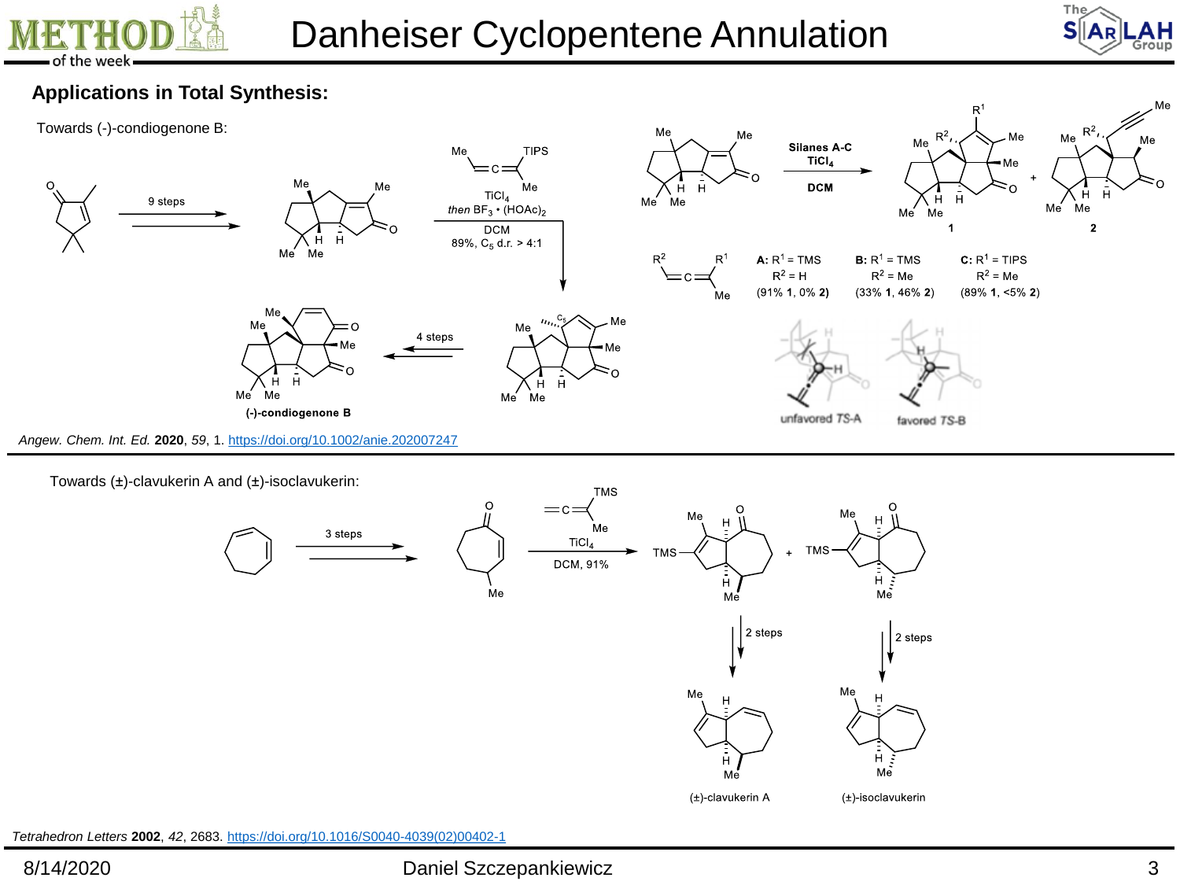## Applications in Total Synthesis:

Towards (-)-condiogenone B:

9 steps

$TiCl_4$
*then* $BF_3 \cdot (HOAc)_2$
DCM
89%, $C_5$ d.r. > 4:1

4 steps

(-)-condiogenone B

Silanes A-C
$TiCl_4$
DCM

**1** + **2**

**A:** $R^1$ = TMS, $R^2$ = H (91% **1**, 0% **2**)

**B:** $R^1$ = TMS, $R^2$ = Me (33% **1**, 46% **2**)

**C:** $R^1$ = TIPS, $R^2$ = Me (89% **1**, <5% **2**)

unfavored *TS-A*

favored *TS-B*

*Angew. Chem. Int. Ed.* **2020**, *59*, 1. https://doi.org/10.1002/anie.202007247

Towards (±)-clavukerin A and (±)-isoclavukerin:

3 steps

$TiCl_4$
DCM, 91%

2 steps

2 steps

(±)-clavukerin A

(±)-isoclavukerin

*Tetrahedron Letters* **2002**, *42*, 2683. https://doi.org/10.1016/S0040-4039(02)00402-1